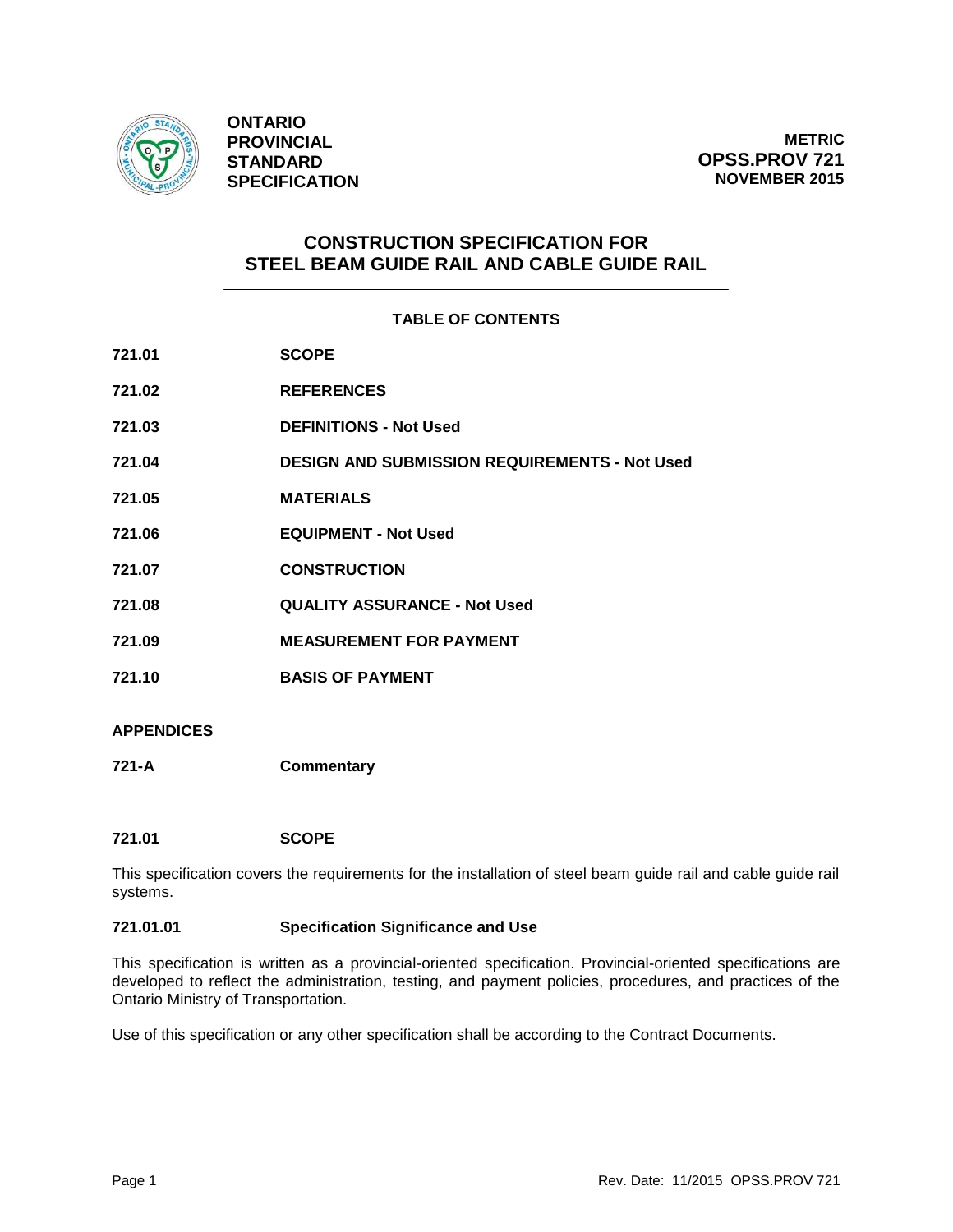**ONTARIO PROVINCIAL STANDARD SPECIFICATION**

**METRIC**
**OPSS.PROV 721**
**NOVEMBER 2015**

# CONSTRUCTION SPECIFICATION FOR STEEL BEAM GUIDE RAIL AND CABLE GUIDE RAIL

## TABLE OF CONTENTS

| | |
|---|---|
| **721.01** | **SCOPE** |
| **721.02** | **REFERENCES** |
| **721.03** | **DEFINITIONS - Not Used** |
| **721.04** | **DESIGN AND SUBMISSION REQUIREMENTS - Not Used** |
| **721.05** | **MATERIALS** |
| **721.06** | **EQUIPMENT - Not Used** |
| **721.07** | **CONSTRUCTION** |
| **721.08** | **QUALITY ASSURANCE - Not Used** |
| **721.09** | **MEASUREMENT FOR PAYMENT** |
| **721.10** | **BASIS OF PAYMENT** |

**APPENDICES**

| | |
|---|---|
| **721-A** | **Commentary** |

## 721.01 SCOPE

This specification covers the requirements for the installation of steel beam guide rail and cable guide rail systems.

### 721.01.01 Specification Significance and Use

This specification is written as a provincial-oriented specification. Provincial-oriented specifications are developed to reflect the administration, testing, and payment policies, procedures, and practices of the Ontario Ministry of Transportation.

Use of this specification or any other specification shall be according to the Contract Documents.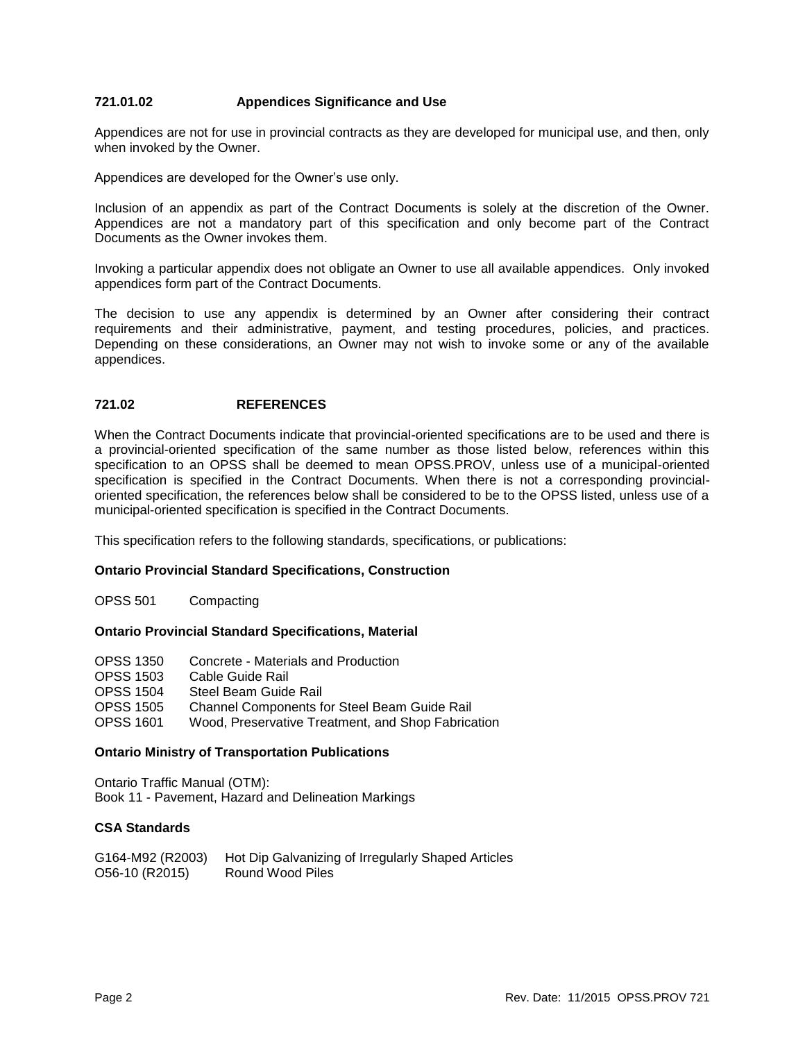### 721.01.02 Appendices Significance and Use

Appendices are not for use in provincial contracts as they are developed for municipal use, and then, only when invoked by the Owner.

Appendices are developed for the Owner's use only.

Inclusion of an appendix as part of the Contract Documents is solely at the discretion of the Owner. Appendices are not a mandatory part of this specification and only become part of the Contract Documents as the Owner invokes them.

Invoking a particular appendix does not obligate an Owner to use all available appendices. Only invoked appendices form part of the Contract Documents.

The decision to use any appendix is determined by an Owner after considering their contract requirements and their administrative, payment, and testing procedures, policies, and practices. Depending on these considerations, an Owner may not wish to invoke some or any of the available appendices.

## 721.02 REFERENCES

When the Contract Documents indicate that provincial-oriented specifications are to be used and there is a provincial-oriented specification of the same number as those listed below, references within this specification to an OPSS shall be deemed to mean OPSS.PROV, unless use of a municipal-oriented specification is specified in the Contract Documents. When there is not a corresponding provincial-oriented specification, the references below shall be considered to be to the OPSS listed, unless use of a municipal-oriented specification is specified in the Contract Documents.

This specification refers to the following standards, specifications, or publications:

**Ontario Provincial Standard Specifications, Construction**

OPSS 501 Compacting

**Ontario Provincial Standard Specifications, Material**

OPSS 1350 Concrete - Materials and Production
OPSS 1503 Cable Guide Rail
OPSS 1504 Steel Beam Guide Rail
OPSS 1505 Channel Components for Steel Beam Guide Rail
OPSS 1601 Wood, Preservative Treatment, and Shop Fabrication

**Ontario Ministry of Transportation Publications**

Ontario Traffic Manual (OTM):
Book 11 - Pavement, Hazard and Delineation Markings

**CSA Standards**

G164-M92 (R2003) Hot Dip Galvanizing of Irregularly Shaped Articles
O56-10 (R2015) Round Wood Piles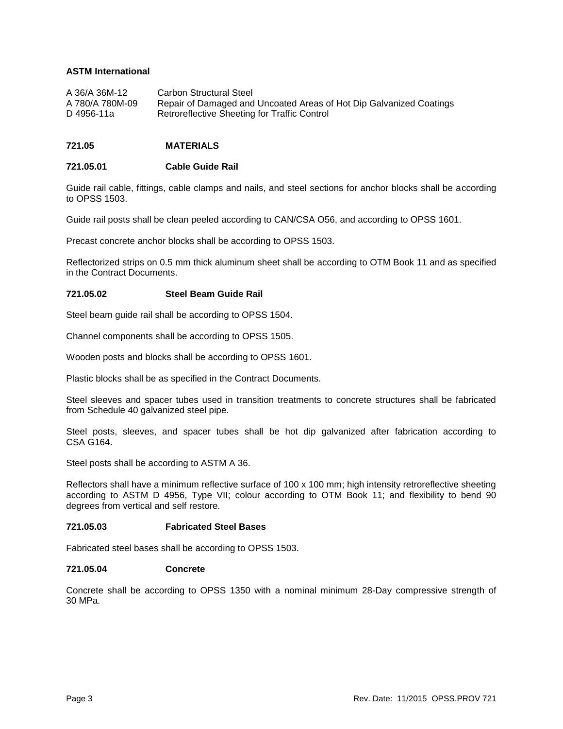**ASTM International**

| | |
|---|---|
| A 36/A 36M-12 | Carbon Structural Steel |
| A 780/A 780M-09 | Repair of Damaged and Uncoated Areas of Hot Dip Galvanized Coatings |
| D 4956-11a | Retroreflective Sheeting for Traffic Control |

## 721.05 MATERIALS

### 721.05.01 Cable Guide Rail

Guide rail cable, fittings, cable clamps and nails, and steel sections for anchor blocks shall be according to OPSS 1503.

Guide rail posts shall be clean peeled according to CAN/CSA O56, and according to OPSS 1601.

Precast concrete anchor blocks shall be according to OPSS 1503.

Reflectorized strips on 0.5 mm thick aluminum sheet shall be according to OTM Book 11 and as specified in the Contract Documents.

### 721.05.02 Steel Beam Guide Rail

Steel beam guide rail shall be according to OPSS 1504.

Channel components shall be according to OPSS 1505.

Wooden posts and blocks shall be according to OPSS 1601.

Plastic blocks shall be as specified in the Contract Documents.

Steel sleeves and spacer tubes used in transition treatments to concrete structures shall be fabricated from Schedule 40 galvanized steel pipe.

Steel posts, sleeves, and spacer tubes shall be hot dip galvanized after fabrication according to CSA G164.

Steel posts shall be according to ASTM A 36.

Reflectors shall have a minimum reflective surface of 100 x 100 mm; high intensity retroreflective sheeting according to ASTM D 4956, Type VII; colour according to OTM Book 11; and flexibility to bend 90 degrees from vertical and self restore.

### 721.05.03 Fabricated Steel Bases

Fabricated steel bases shall be according to OPSS 1503.

### 721.05.04 Concrete

Concrete shall be according to OPSS 1350 with a nominal minimum 28-Day compressive strength of 30 MPa.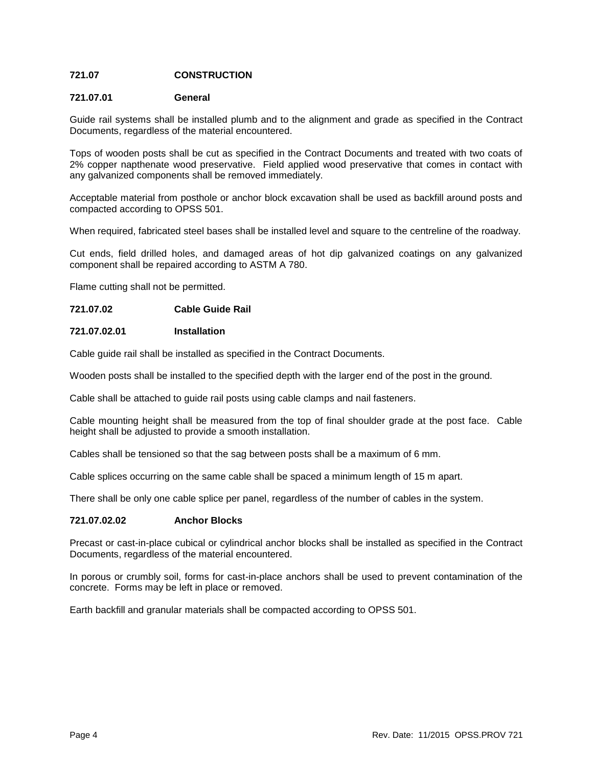## 721.07 CONSTRUCTION

### 721.07.01 General

Guide rail systems shall be installed plumb and to the alignment and grade as specified in the Contract Documents, regardless of the material encountered.

Tops of wooden posts shall be cut as specified in the Contract Documents and treated with two coats of 2% copper napthenate wood preservative. Field applied wood preservative that comes in contact with any galvanized components shall be removed immediately.

Acceptable material from posthole or anchor block excavation shall be used as backfill around posts and compacted according to OPSS 501.

When required, fabricated steel bases shall be installed level and square to the centreline of the roadway.

Cut ends, field drilled holes, and damaged areas of hot dip galvanized coatings on any galvanized component shall be repaired according to ASTM A 780.

Flame cutting shall not be permitted.

### 721.07.02 Cable Guide Rail

#### 721.07.02.01 Installation

Cable guide rail shall be installed as specified in the Contract Documents.

Wooden posts shall be installed to the specified depth with the larger end of the post in the ground.

Cable shall be attached to guide rail posts using cable clamps and nail fasteners.

Cable mounting height shall be measured from the top of final shoulder grade at the post face. Cable height shall be adjusted to provide a smooth installation.

Cables shall be tensioned so that the sag between posts shall be a maximum of 6 mm.

Cable splices occurring on the same cable shall be spaced a minimum length of 15 m apart.

There shall be only one cable splice per panel, regardless of the number of cables in the system.

#### 721.07.02.02 Anchor Blocks

Precast or cast-in-place cubical or cylindrical anchor blocks shall be installed as specified in the Contract Documents, regardless of the material encountered.

In porous or crumbly soil, forms for cast-in-place anchors shall be used to prevent contamination of the concrete. Forms may be left in place or removed.

Earth backfill and granular materials shall be compacted according to OPSS 501.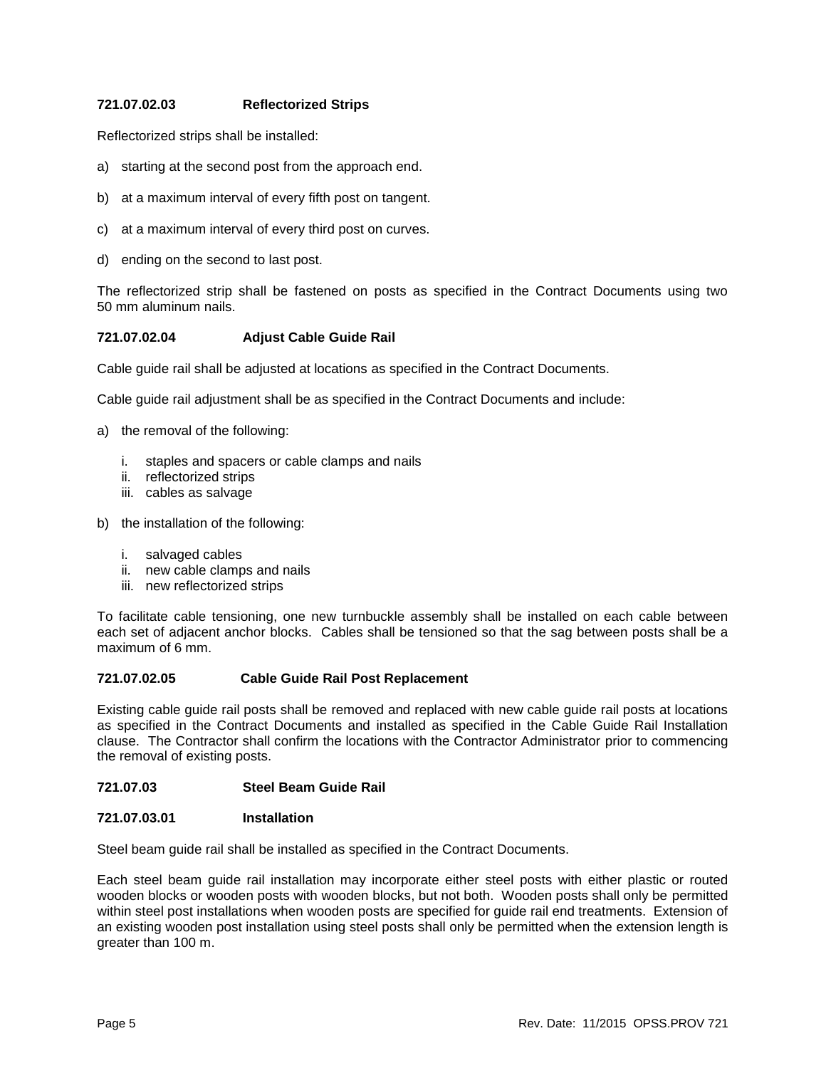#### 721.07.02.03 Reflectorized Strips

Reflectorized strips shall be installed:

a) starting at the second post from the approach end.

b) at a maximum interval of every fifth post on tangent.

c) at a maximum interval of every third post on curves.

d) ending on the second to last post.

The reflectorized strip shall be fastened on posts as specified in the Contract Documents using two 50 mm aluminum nails.

#### 721.07.02.04 Adjust Cable Guide Rail

Cable guide rail shall be adjusted at locations as specified in the Contract Documents.

Cable guide rail adjustment shall be as specified in the Contract Documents and include:

a) the removal of the following:

   i. staples and spacers or cable clamps and nails
   ii. reflectorized strips
   iii. cables as salvage

b) the installation of the following:

   i. salvaged cables
   ii. new cable clamps and nails
   iii. new reflectorized strips

To facilitate cable tensioning, one new turnbuckle assembly shall be installed on each cable between each set of adjacent anchor blocks. Cables shall be tensioned so that the sag between posts shall be a maximum of 6 mm.

#### 721.07.02.05 Cable Guide Rail Post Replacement

Existing cable guide rail posts shall be removed and replaced with new cable guide rail posts at locations as specified in the Contract Documents and installed as specified in the Cable Guide Rail Installation clause. The Contractor shall confirm the locations with the Contractor Administrator prior to commencing the removal of existing posts.

### 721.07.03 Steel Beam Guide Rail

#### 721.07.03.01 Installation

Steel beam guide rail shall be installed as specified in the Contract Documents.

Each steel beam guide rail installation may incorporate either steel posts with either plastic or routed wooden blocks or wooden posts with wooden blocks, but not both. Wooden posts shall only be permitted within steel post installations when wooden posts are specified for guide rail end treatments. Extension of an existing wooden post installation using steel posts shall only be permitted when the extension length is greater than 100 m.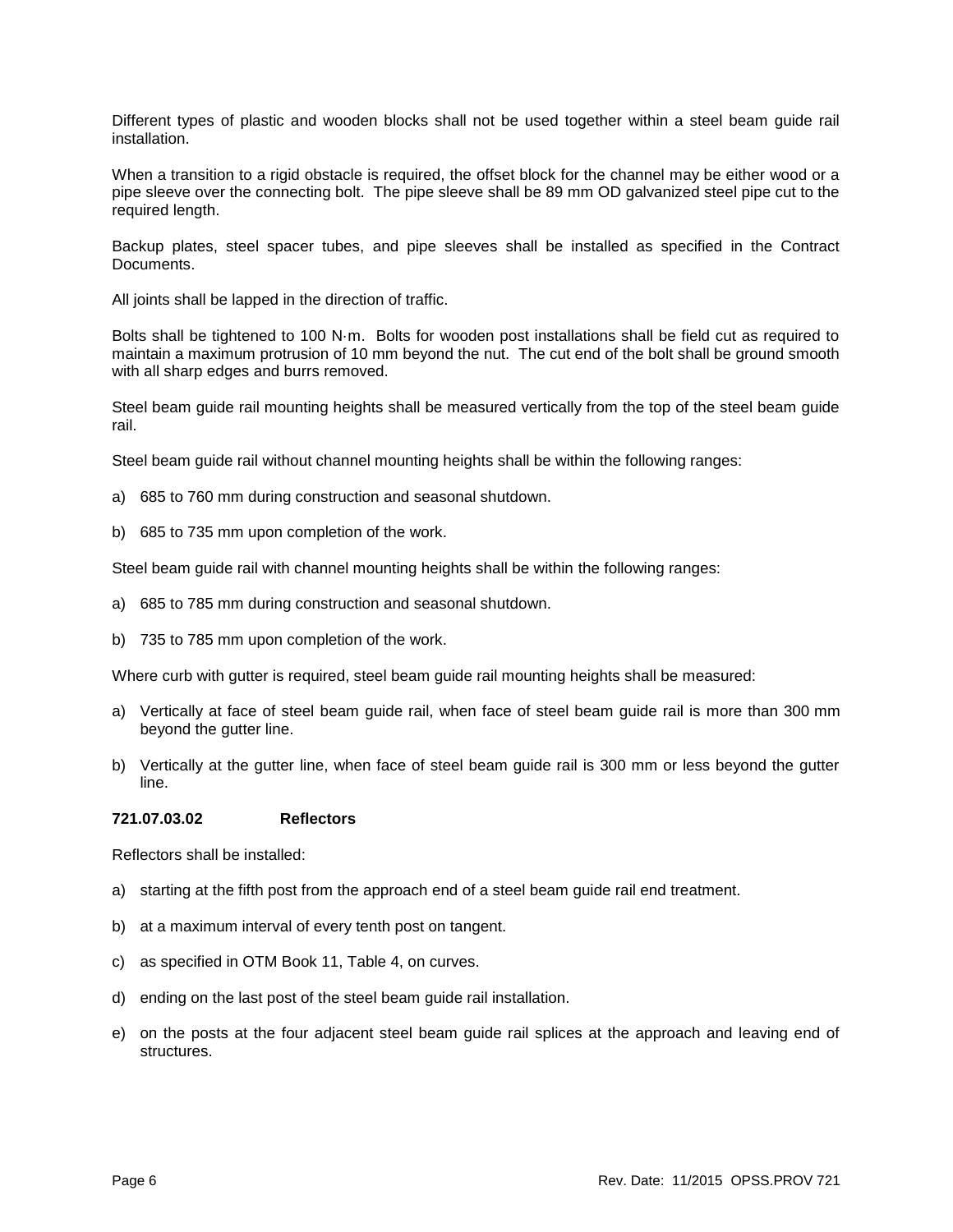Different types of plastic and wooden blocks shall not be used together within a steel beam guide rail installation.

When a transition to a rigid obstacle is required, the offset block for the channel may be either wood or a pipe sleeve over the connecting bolt. The pipe sleeve shall be 89 mm OD galvanized steel pipe cut to the required length.

Backup plates, steel spacer tubes, and pipe sleeves shall be installed as specified in the Contract Documents.

All joints shall be lapped in the direction of traffic.

Bolts shall be tightened to 100 N·m. Bolts for wooden post installations shall be field cut as required to maintain a maximum protrusion of 10 mm beyond the nut. The cut end of the bolt shall be ground smooth with all sharp edges and burrs removed.

Steel beam guide rail mounting heights shall be measured vertically from the top of the steel beam guide rail.

Steel beam guide rail without channel mounting heights shall be within the following ranges:

a) 685 to 760 mm during construction and seasonal shutdown.

b) 685 to 735 mm upon completion of the work.

Steel beam guide rail with channel mounting heights shall be within the following ranges:

a) 685 to 785 mm during construction and seasonal shutdown.

b) 735 to 785 mm upon completion of the work.

Where curb with gutter is required, steel beam guide rail mounting heights shall be measured:

a) Vertically at face of steel beam guide rail, when face of steel beam guide rail is more than 300 mm beyond the gutter line.

b) Vertically at the gutter line, when face of steel beam guide rail is 300 mm or less beyond the gutter line.

#### 721.07.03.02 Reflectors

Reflectors shall be installed:

a) starting at the fifth post from the approach end of a steel beam guide rail end treatment.

b) at a maximum interval of every tenth post on tangent.

c) as specified in OTM Book 11, Table 4, on curves.

d) ending on the last post of the steel beam guide rail installation.

e) on the posts at the four adjacent steel beam guide rail splices at the approach and leaving end of structures.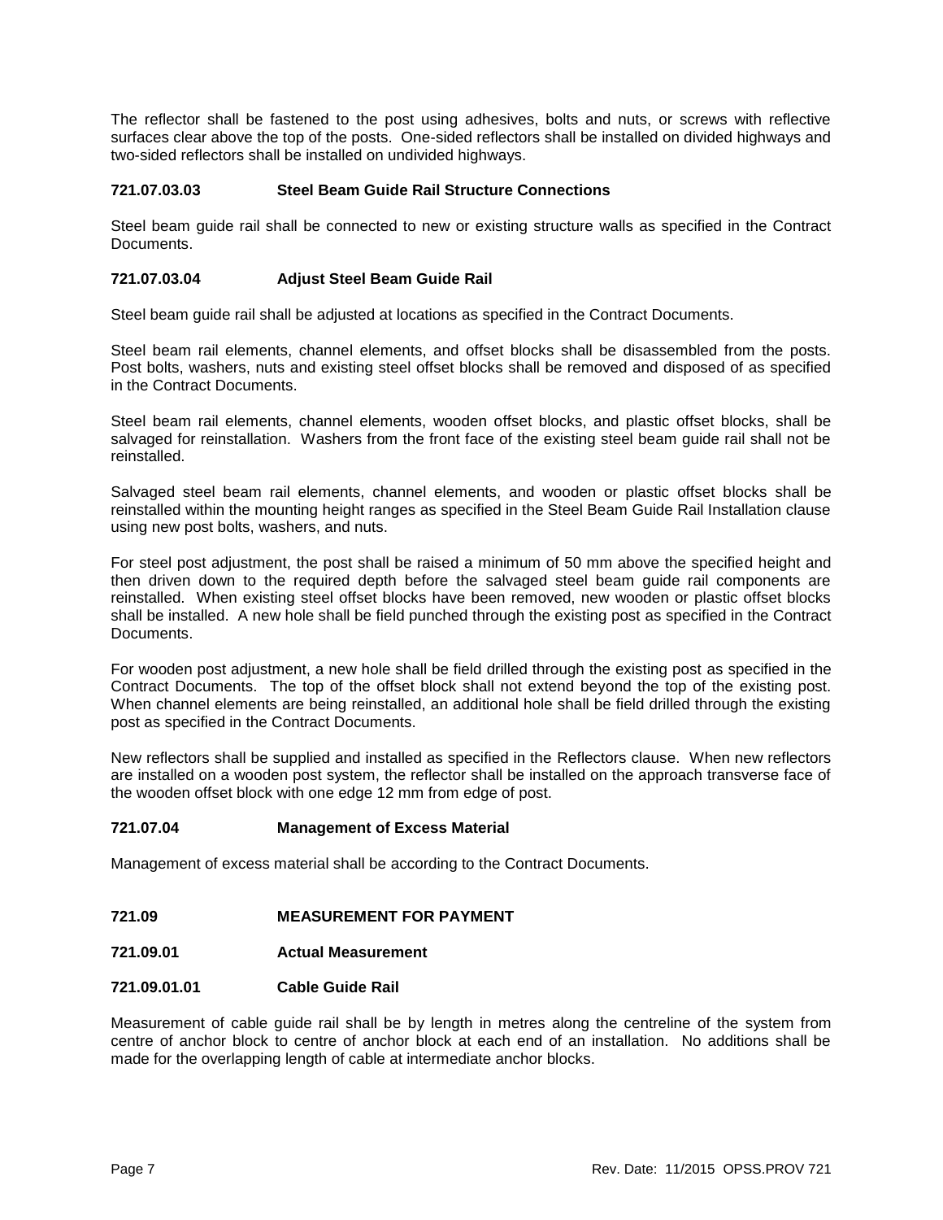The reflector shall be fastened to the post using adhesives, bolts and nuts, or screws with reflective surfaces clear above the top of the posts. One-sided reflectors shall be installed on divided highways and two-sided reflectors shall be installed on undivided highways.

#### 721.07.03.03 Steel Beam Guide Rail Structure Connections

Steel beam guide rail shall be connected to new or existing structure walls as specified in the Contract Documents.

#### 721.07.03.04 Adjust Steel Beam Guide Rail

Steel beam guide rail shall be adjusted at locations as specified in the Contract Documents.

Steel beam rail elements, channel elements, and offset blocks shall be disassembled from the posts. Post bolts, washers, nuts and existing steel offset blocks shall be removed and disposed of as specified in the Contract Documents.

Steel beam rail elements, channel elements, wooden offset blocks, and plastic offset blocks, shall be salvaged for reinstallation. Washers from the front face of the existing steel beam guide rail shall not be reinstalled.

Salvaged steel beam rail elements, channel elements, and wooden or plastic offset blocks shall be reinstalled within the mounting height ranges as specified in the Steel Beam Guide Rail Installation clause using new post bolts, washers, and nuts.

For steel post adjustment, the post shall be raised a minimum of 50 mm above the specified height and then driven down to the required depth before the salvaged steel beam guide rail components are reinstalled. When existing steel offset blocks have been removed, new wooden or plastic offset blocks shall be installed. A new hole shall be field punched through the existing post as specified in the Contract Documents.

For wooden post adjustment, a new hole shall be field drilled through the existing post as specified in the Contract Documents. The top of the offset block shall not extend beyond the top of the existing post. When channel elements are being reinstalled, an additional hole shall be field drilled through the existing post as specified in the Contract Documents.

New reflectors shall be supplied and installed as specified in the Reflectors clause. When new reflectors are installed on a wooden post system, the reflector shall be installed on the approach transverse face of the wooden offset block with one edge 12 mm from edge of post.

### 721.07.04 Management of Excess Material

Management of excess material shall be according to the Contract Documents.

## 721.09 MEASUREMENT FOR PAYMENT

### 721.09.01 Actual Measurement

#### 721.09.01.01 Cable Guide Rail

Measurement of cable guide rail shall be by length in metres along the centreline of the system from centre of anchor block to centre of anchor block at each end of an installation. No additions shall be made for the overlapping length of cable at intermediate anchor blocks.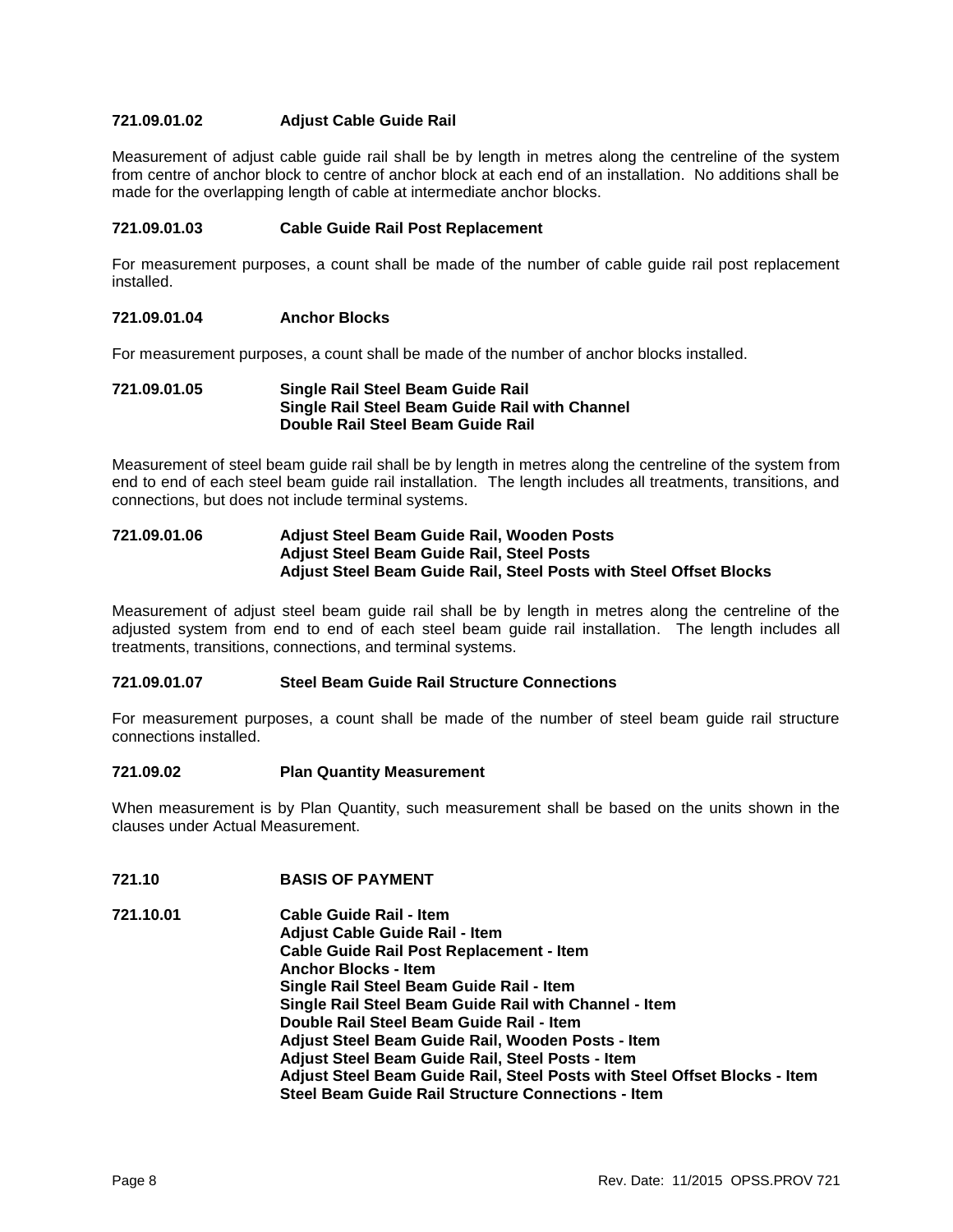#### 721.09.01.02 Adjust Cable Guide Rail

Measurement of adjust cable guide rail shall be by length in metres along the centreline of the system from centre of anchor block to centre of anchor block at each end of an installation. No additions shall be made for the overlapping length of cable at intermediate anchor blocks.

#### 721.09.01.03 Cable Guide Rail Post Replacement

For measurement purposes, a count shall be made of the number of cable guide rail post replacement installed.

#### 721.09.01.04 Anchor Blocks

For measurement purposes, a count shall be made of the number of anchor blocks installed.

#### 721.09.01.05 Single Rail Steel Beam Guide Rail
**Single Rail Steel Beam Guide Rail with Channel**
**Double Rail Steel Beam Guide Rail**

Measurement of steel beam guide rail shall be by length in metres along the centreline of the system from end to end of each steel beam guide rail installation. The length includes all treatments, transitions, and connections, but does not include terminal systems.

#### 721.09.01.06 Adjust Steel Beam Guide Rail, Wooden Posts
**Adjust Steel Beam Guide Rail, Steel Posts**
**Adjust Steel Beam Guide Rail, Steel Posts with Steel Offset Blocks**

Measurement of adjust steel beam guide rail shall be by length in metres along the centreline of the adjusted system from end to end of each steel beam guide rail installation. The length includes all treatments, transitions, connections, and terminal systems.

#### 721.09.01.07 Steel Beam Guide Rail Structure Connections

For measurement purposes, a count shall be made of the number of steel beam guide rail structure connections installed.

### 721.09.02 Plan Quantity Measurement

When measurement is by Plan Quantity, such measurement shall be based on the units shown in the clauses under Actual Measurement.

## 721.10 BASIS OF PAYMENT

### 721.10.01 Cable Guide Rail - Item
**Adjust Cable Guide Rail - Item**
**Cable Guide Rail Post Replacement - Item**
**Anchor Blocks - Item**
**Single Rail Steel Beam Guide Rail - Item**
**Single Rail Steel Beam Guide Rail with Channel - Item**
**Double Rail Steel Beam Guide Rail - Item**
**Adjust Steel Beam Guide Rail, Wooden Posts - Item**
**Adjust Steel Beam Guide Rail, Steel Posts - Item**
**Adjust Steel Beam Guide Rail, Steel Posts with Steel Offset Blocks - Item**
**Steel Beam Guide Rail Structure Connections - Item**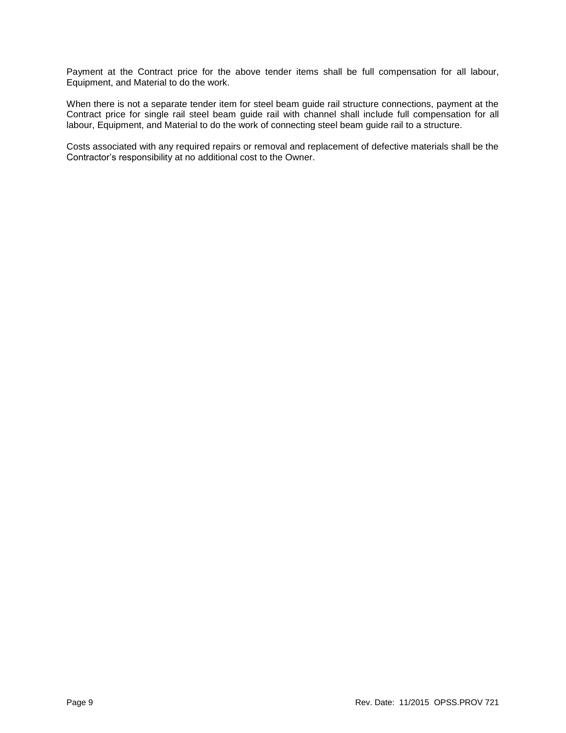Payment at the Contract price for the above tender items shall be full compensation for all labour, Equipment, and Material to do the work.

When there is not a separate tender item for steel beam guide rail structure connections, payment at the Contract price for single rail steel beam guide rail with channel shall include full compensation for all labour, Equipment, and Material to do the work of connecting steel beam guide rail to a structure.

Costs associated with any required repairs or removal and replacement of defective materials shall be the Contractor's responsibility at no additional cost to the Owner.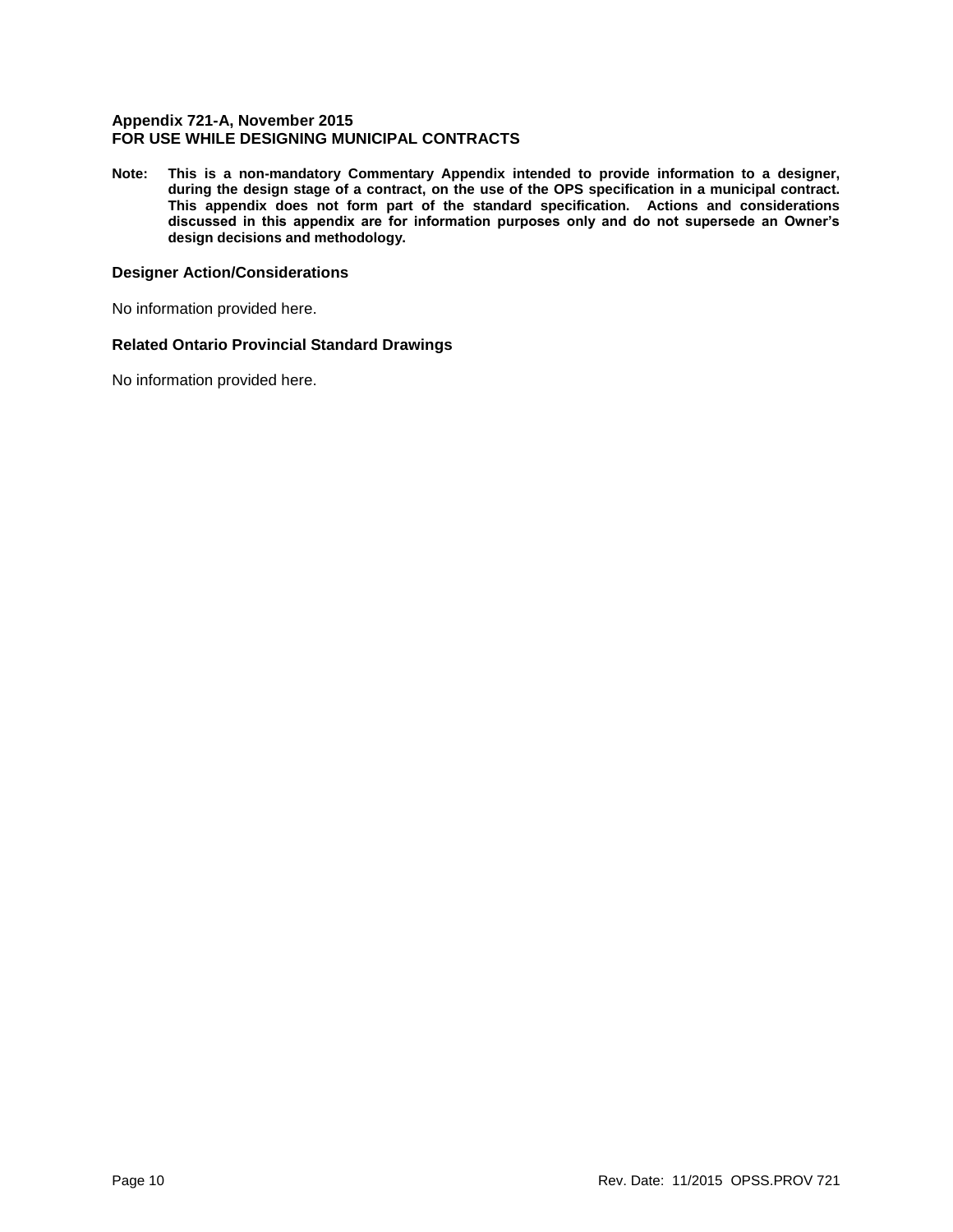**Appendix 721-A, November 2015**
**FOR USE WHILE DESIGNING MUNICIPAL CONTRACTS**

**Note: This is a non-mandatory Commentary Appendix intended to provide information to a designer, during the design stage of a contract, on the use of the OPS specification in a municipal contract. This appendix does not form part of the standard specification. Actions and considerations discussed in this appendix are for information purposes only and do not supersede an Owner's design decisions and methodology.**

## Designer Action/Considerations

No information provided here.

## Related Ontario Provincial Standard Drawings

No information provided here.